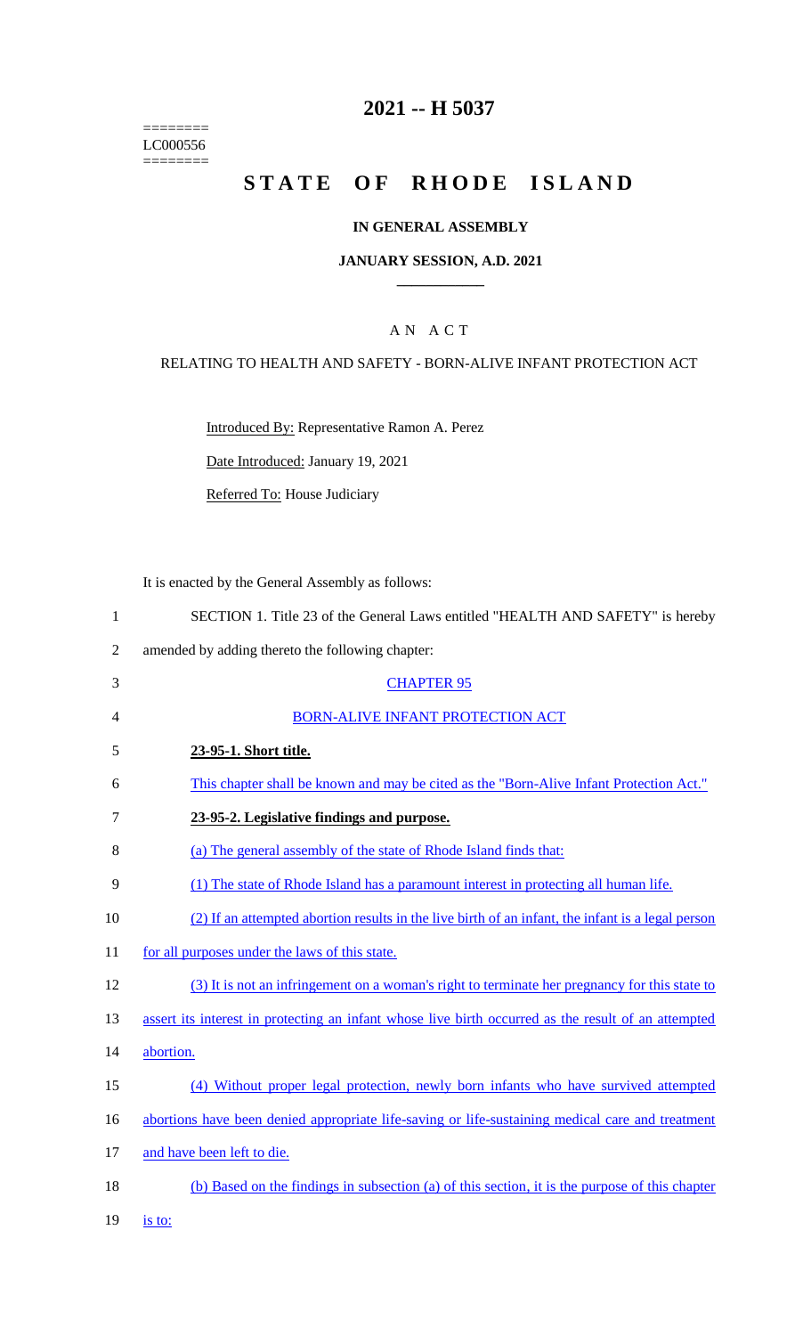========
LC000556
========

# 2021 -- H 5037

# STATE OF RHODE ISLAND

**IN GENERAL ASSEMBLY**

**JANUARY SESSION, A.D. 2021**

____________

A N A C T

RELATING TO HEALTH AND SAFETY - BORN-ALIVE INFANT PROTECTION ACT

Introduced By: Representative Ramon A. Perez

Date Introduced: January 19, 2021

Referred To: House Judiciary

It is enacted by the General Assembly as follows:

1 SECTION 1. Title 23 of the General Laws entitled "HEALTH AND SAFETY" is hereby
2 amended by adding thereto the following chapter:
3 CHAPTER 95
4 BORN-ALIVE INFANT PROTECTION ACT
5 **23-95-1. Short title.**
6 This chapter shall be known and may be cited as the "Born-Alive Infant Protection Act."
7 **23-95-2. Legislative findings and purpose.**
8 (a) The general assembly of the state of Rhode Island finds that:
9 (1) The state of Rhode Island has a paramount interest in protecting all human life.
10 (2) If an attempted abortion results in the live birth of an infant, the infant is a legal person
11 for all purposes under the laws of this state.
12 (3) It is not an infringement on a woman's right to terminate her pregnancy for this state to
13 assert its interest in protecting an infant whose live birth occurred as the result of an attempted
14 abortion.
15 (4) Without proper legal protection, newly born infants who have survived attempted
16 abortions have been denied appropriate life-saving or life-sustaining medical care and treatment
17 and have been left to die.
18 (b) Based on the findings in subsection (a) of this section, it is the purpose of this chapter
19 is to: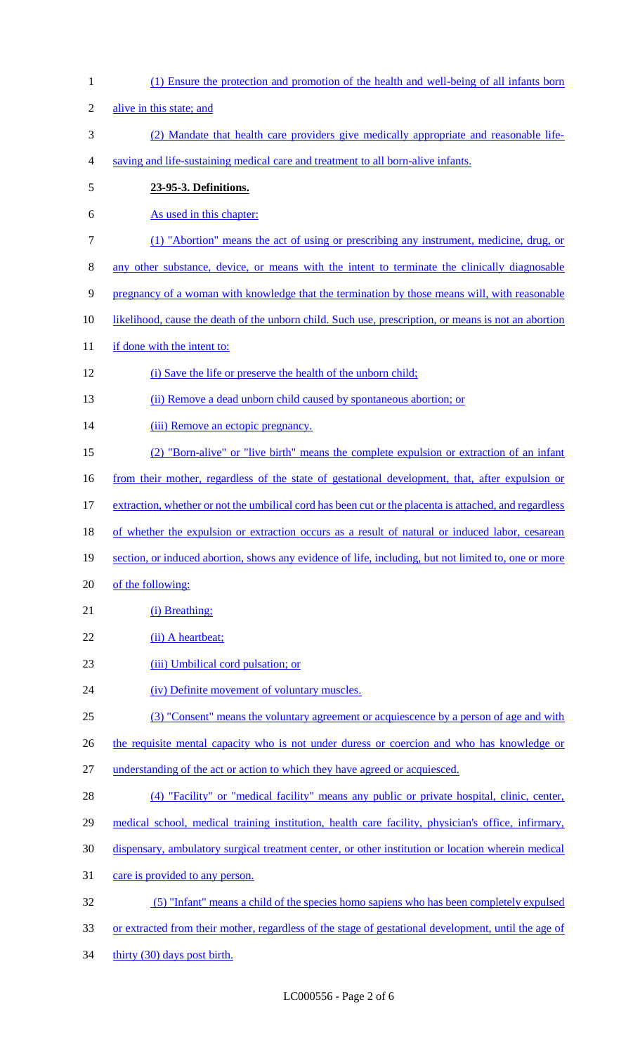(1) Ensure the protection and promotion of the health and well-being of all infants born alive in this state; and

(2) Mandate that health care providers give medically appropriate and reasonable life-saving and life-sustaining medical care and treatment to all born-alive infants.

**23-95-3. Definitions.**

As used in this chapter:

(1) "Abortion" means the act of using or prescribing any instrument, medicine, drug, or any other substance, device, or means with the intent to terminate the clinically diagnosable pregnancy of a woman with knowledge that the termination by those means will, with reasonable likelihood, cause the death of the unborn child. Such use, prescription, or means is not an abortion if done with the intent to:

(i) Save the life or preserve the health of the unborn child;

(ii) Remove a dead unborn child caused by spontaneous abortion; or

(iii) Remove an ectopic pregnancy.

(2) "Born-alive" or "live birth" means the complete expulsion or extraction of an infant from their mother, regardless of the state of gestational development, that, after expulsion or extraction, whether or not the umbilical cord has been cut or the placenta is attached, and regardless of whether the expulsion or extraction occurs as a result of natural or induced labor, cesarean section, or induced abortion, shows any evidence of life, including, but not limited to, one or more of the following:

(i) Breathing;

(ii) A heartbeat;

(iii) Umbilical cord pulsation; or

(iv) Definite movement of voluntary muscles.

(3) "Consent" means the voluntary agreement or acquiescence by a person of age and with the requisite mental capacity who is not under duress or coercion and who has knowledge or understanding of the act or action to which they have agreed or acquiesced.

(4) "Facility" or "medical facility" means any public or private hospital, clinic, center, medical school, medical training institution, health care facility, physician's office, infirmary, dispensary, ambulatory surgical treatment center, or other institution or location wherein medical care is provided to any person.

(5) "Infant" means a child of the species homo sapiens who has been completely expulsed or extracted from their mother, regardless of the stage of gestational development, until the age of thirty (30) days post birth.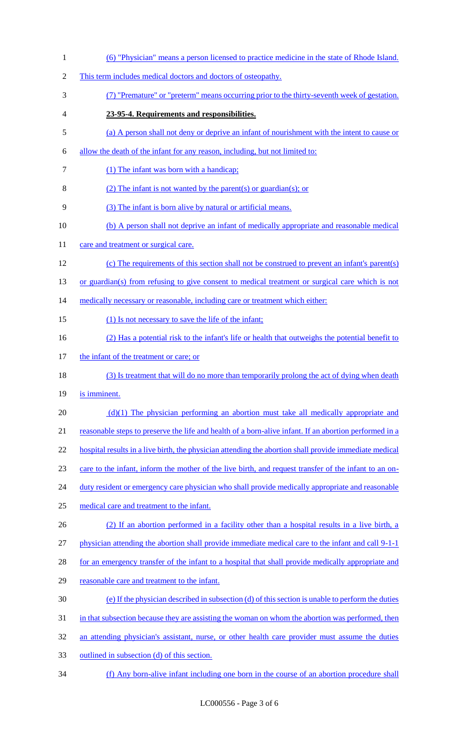(6) "Physician" means a person licensed to practice medicine in the state of Rhode Island. This term includes medical doctors and doctors of osteopathy.

(7) "Premature" or "preterm" means occurring prior to the thirty-seventh week of gestation.

**23-95-4. Requirements and responsibilities.**

(a) A person shall not deny or deprive an infant of nourishment with the intent to cause or allow the death of the infant for any reason, including, but not limited to:

(1) The infant was born with a handicap;

(2) The infant is not wanted by the parent(s) or guardian(s); or

(3) The infant is born alive by natural or artificial means.

(b) A person shall not deprive an infant of medically appropriate and reasonable medical care and treatment or surgical care.

(c) The requirements of this section shall not be construed to prevent an infant's parent(s) or guardian(s) from refusing to give consent to medical treatment or surgical care which is not medically necessary or reasonable, including care or treatment which either:

(1) Is not necessary to save the life of the infant;

(2) Has a potential risk to the infant's life or health that outweighs the potential benefit to the infant of the treatment or care; or

(3) Is treatment that will do no more than temporarily prolong the act of dying when death is imminent.

(d)(1) The physician performing an abortion must take all medically appropriate and reasonable steps to preserve the life and health of a born-alive infant. If an abortion performed in a hospital results in a live birth, the physician attending the abortion shall provide immediate medical care to the infant, inform the mother of the live birth, and request transfer of the infant to an on-duty resident or emergency care physician who shall provide medically appropriate and reasonable medical care and treatment to the infant.

(2) If an abortion performed in a facility other than a hospital results in a live birth, a physician attending the abortion shall provide immediate medical care to the infant and call 9-1-1 for an emergency transfer of the infant to a hospital that shall provide medically appropriate and reasonable care and treatment to the infant.

(e) If the physician described in subsection (d) of this section is unable to perform the duties in that subsection because they are assisting the woman on whom the abortion was performed, then an attending physician's assistant, nurse, or other health care provider must assume the duties outlined in subsection (d) of this section.

(f) Any born-alive infant including one born in the course of an abortion procedure shall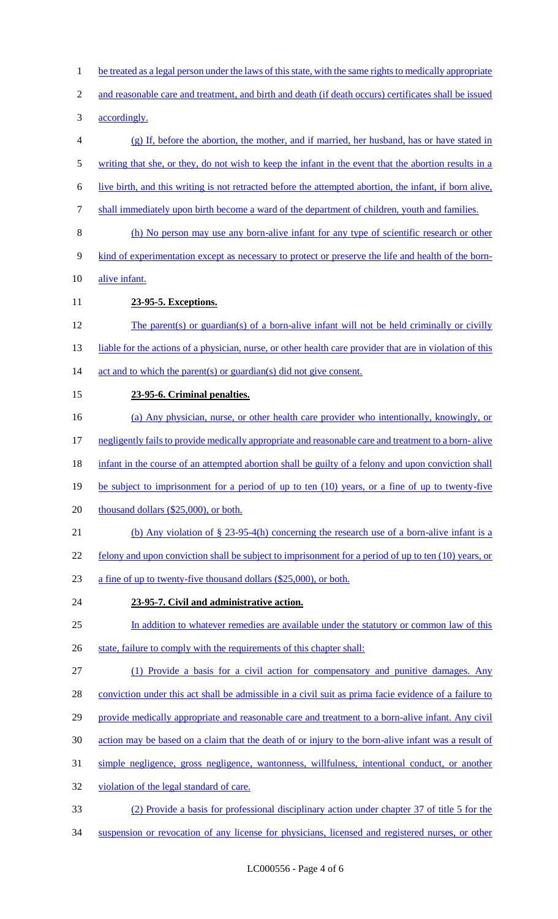be treated as a legal person under the laws of this state, with the same rights to medically appropriate and reasonable care and treatment, and birth and death (if death occurs) certificates shall be issued accordingly.

(g) If, before the abortion, the mother, and if married, her husband, has or have stated in writing that she, or they, do not wish to keep the infant in the event that the abortion results in a live birth, and this writing is not retracted before the attempted abortion, the infant, if born alive, shall immediately upon birth become a ward of the department of children, youth and families.

(h) No person may use any born-alive infant for any type of scientific research or other kind of experimentation except as necessary to protect or preserve the life and health of the born-alive infant.

**23-95-5. Exceptions.**

The parent(s) or guardian(s) of a born-alive infant will not be held criminally or civilly liable for the actions of a physician, nurse, or other health care provider that are in violation of this act and to which the parent(s) or guardian(s) did not give consent.

**23-95-6. Criminal penalties.**

(a) Any physician, nurse, or other health care provider who intentionally, knowingly, or negligently fails to provide medically appropriate and reasonable care and treatment to a born- alive infant in the course of an attempted abortion shall be guilty of a felony and upon conviction shall be subject to imprisonment for a period of up to ten (10) years, or a fine of up to twenty-five thousand dollars ($25,000), or both.

(b) Any violation of § 23-95-4(h) concerning the research use of a born-alive infant is a felony and upon conviction shall be subject to imprisonment for a period of up to ten (10) years, or a fine of up to twenty-five thousand dollars ($25,000), or both.

**23-95-7. Civil and administrative action.**

In addition to whatever remedies are available under the statutory or common law of this state, failure to comply with the requirements of this chapter shall:

(1) Provide a basis for a civil action for compensatory and punitive damages. Any conviction under this act shall be admissible in a civil suit as prima facie evidence of a failure to provide medically appropriate and reasonable care and treatment to a born-alive infant. Any civil action may be based on a claim that the death of or injury to the born-alive infant was a result of simple negligence, gross negligence, wantonness, willfulness, intentional conduct, or another violation of the legal standard of care.

(2) Provide a basis for professional disciplinary action under chapter 37 of title 5 for the suspension or revocation of any license for physicians, licensed and registered nurses, or other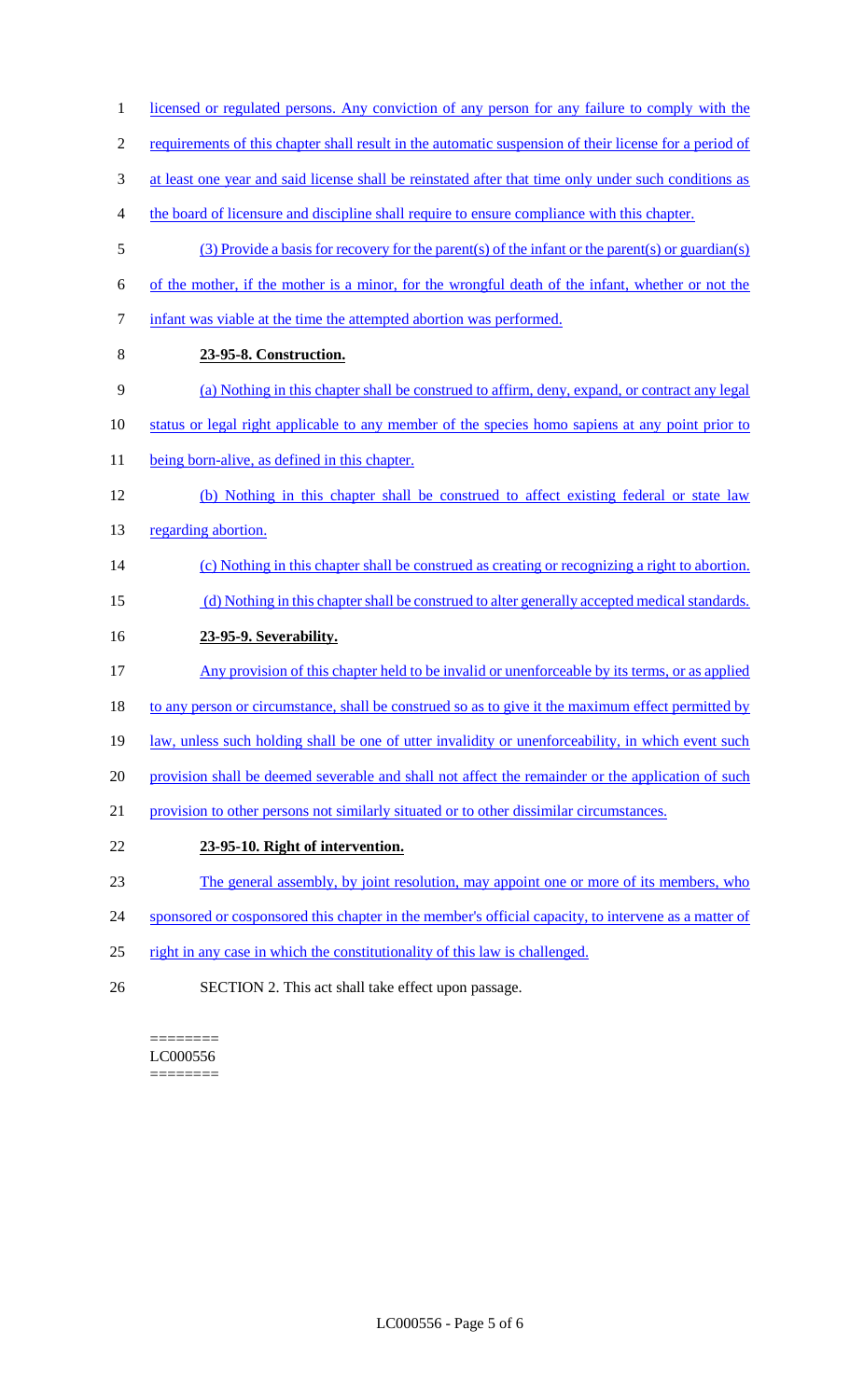licensed or regulated persons. Any conviction of any person for any failure to comply with the requirements of this chapter shall result in the automatic suspension of their license for a period of at least one year and said license shall be reinstated after that time only under such conditions as the board of licensure and discipline shall require to ensure compliance with this chapter.

(3) Provide a basis for recovery for the parent(s) of the infant or the parent(s) or guardian(s) of the mother, if the mother is a minor, for the wrongful death of the infant, whether or not the infant was viable at the time the attempted abortion was performed.

**23-95-8. Construction.**

(a) Nothing in this chapter shall be construed to affirm, deny, expand, or contract any legal status or legal right applicable to any member of the species homo sapiens at any point prior to being born-alive, as defined in this chapter.

(b) Nothing in this chapter shall be construed to affect existing federal or state law regarding abortion.

(c) Nothing in this chapter shall be construed as creating or recognizing a right to abortion.

(d) Nothing in this chapter shall be construed to alter generally accepted medical standards.

**23-95-9. Severability.**

Any provision of this chapter held to be invalid or unenforceable by its terms, or as applied to any person or circumstance, shall be construed so as to give it the maximum effect permitted by law, unless such holding shall be one of utter invalidity or unenforceability, in which event such provision shall be deemed severable and shall not affect the remainder or the application of such provision to other persons not similarly situated or to other dissimilar circumstances.

**23-95-10. Right of intervention.**

The general assembly, by joint resolution, may appoint one or more of its members, who sponsored or cosponsored this chapter in the member's official capacity, to intervene as a matter of right in any case in which the constitutionality of this law is challenged.

SECTION 2. This act shall take effect upon passage.

========
LC000556
========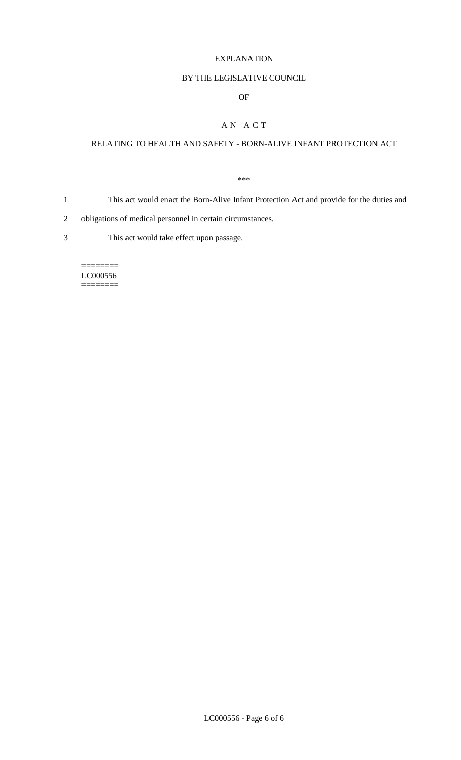EXPLANATION

BY THE LEGISLATIVE COUNCIL

OF

A N   A C T

RELATING TO HEALTH AND SAFETY - BORN-ALIVE INFANT PROTECTION ACT

\*\*\*

1 This act would enact the Born-Alive Infant Protection Act and provide for the duties and

2 obligations of medical personnel in certain circumstances.

3 This act would take effect upon passage.

========
LC000556
========